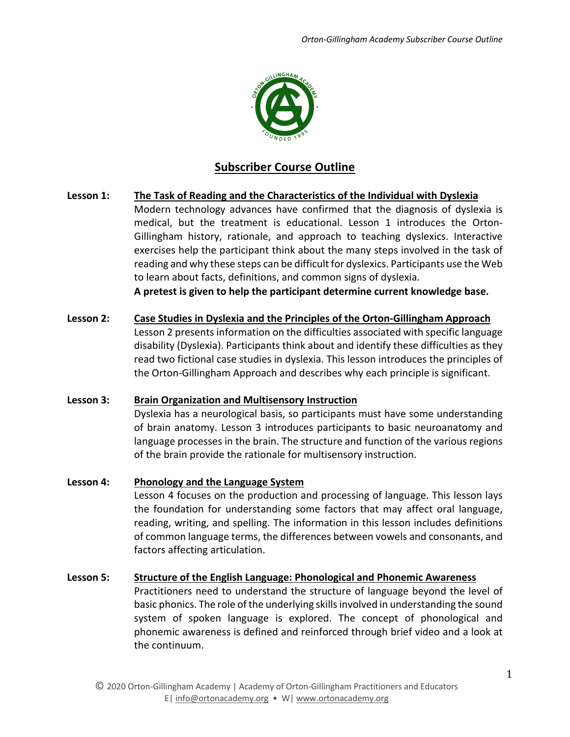# Subscriber Course Outline

**Lesson 1:** **The Task of Reading and the Characteristics of the Individual with Dyslexia**

Modern technology advances have confirmed that the diagnosis of dyslexia is medical, but the treatment is educational. Lesson 1 introduces the Orton-Gillingham history, rationale, and approach to teaching dyslexics. Interactive exercises help the participant think about the many steps involved in the task of reading and why these steps can be difficult for dyslexics. Participants use the Web to learn about facts, definitions, and common signs of dyslexia.

**A pretest is given to help the participant determine current knowledge base.**

**Lesson 2:** **Case Studies in Dyslexia and the Principles of the Orton-Gillingham Approach**

Lesson 2 presents information on the difficulties associated with specific language disability (Dyslexia). Participants think about and identify these difficulties as they read two fictional case studies in dyslexia. This lesson introduces the principles of the Orton-Gillingham Approach and describes why each principle is significant.

**Lesson 3:** **Brain Organization and Multisensory Instruction**

Dyslexia has a neurological basis, so participants must have some understanding of brain anatomy. Lesson 3 introduces participants to basic neuroanatomy and language processes in the brain. The structure and function of the various regions of the brain provide the rationale for multisensory instruction.

**Lesson 4:** **Phonology and the Language System**

Lesson 4 focuses on the production and processing of language. This lesson lays the foundation for understanding some factors that may affect oral language, reading, writing, and spelling. The information in this lesson includes definitions of common language terms, the differences between vowels and consonants, and factors affecting articulation.

**Lesson 5:** **Structure of the English Language: Phonological and Phonemic Awareness**

Practitioners need to understand the structure of language beyond the level of basic phonics. The role of the underlying skills involved in understanding the sound system of spoken language is explored. The concept of phonological and phonemic awareness is defined and reinforced through brief video and a look at the continuum.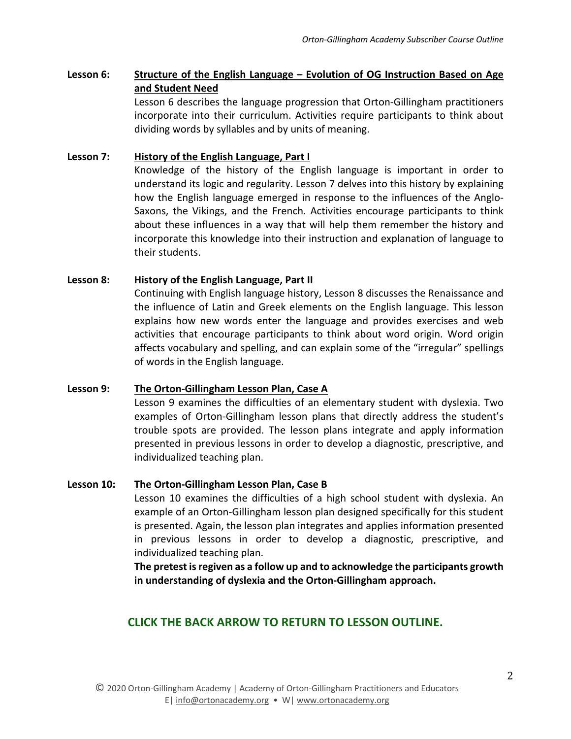**Lesson 6: <u>Structure of the English Language – Evolution of OG Instruction Based on Age and Student Need</u>**

Lesson 6 describes the language progression that Orton-Gillingham practitioners incorporate into their curriculum. Activities require participants to think about dividing words by syllables and by units of meaning.

**Lesson 7: <u>History of the English Language, Part I</u>**

Knowledge of the history of the English language is important in order to understand its logic and regularity. Lesson 7 delves into this history by explaining how the English language emerged in response to the influences of the Anglo-Saxons, the Vikings, and the French. Activities encourage participants to think about these influences in a way that will help them remember the history and incorporate this knowledge into their instruction and explanation of language to their students.

**Lesson 8: <u>History of the English Language, Part II</u>**

Continuing with English language history, Lesson 8 discusses the Renaissance and the influence of Latin and Greek elements on the English language. This lesson explains how new words enter the language and provides exercises and web activities that encourage participants to think about word origin. Word origin affects vocabulary and spelling, and can explain some of the "irregular" spellings of words in the English language.

**Lesson 9: <u>The Orton-Gillingham Lesson Plan, Case A</u>**

Lesson 9 examines the difficulties of an elementary student with dyslexia. Two examples of Orton-Gillingham lesson plans that directly address the student's trouble spots are provided. The lesson plans integrate and apply information presented in previous lessons in order to develop a diagnostic, prescriptive, and individualized teaching plan.

**Lesson 10: <u>The Orton-Gillingham Lesson Plan, Case B</u>**

Lesson 10 examines the difficulties of a high school student with dyslexia. An example of an Orton-Gillingham lesson plan designed specifically for this student is presented. Again, the lesson plan integrates and applies information presented in previous lessons in order to develop a diagnostic, prescriptive, and individualized teaching plan.

**The pretest is regiven as a follow up and to acknowledge the participants growth in understanding of dyslexia and the Orton-Gillingham approach.**

**CLICK THE BACK ARROW TO RETURN TO LESSON OUTLINE.**